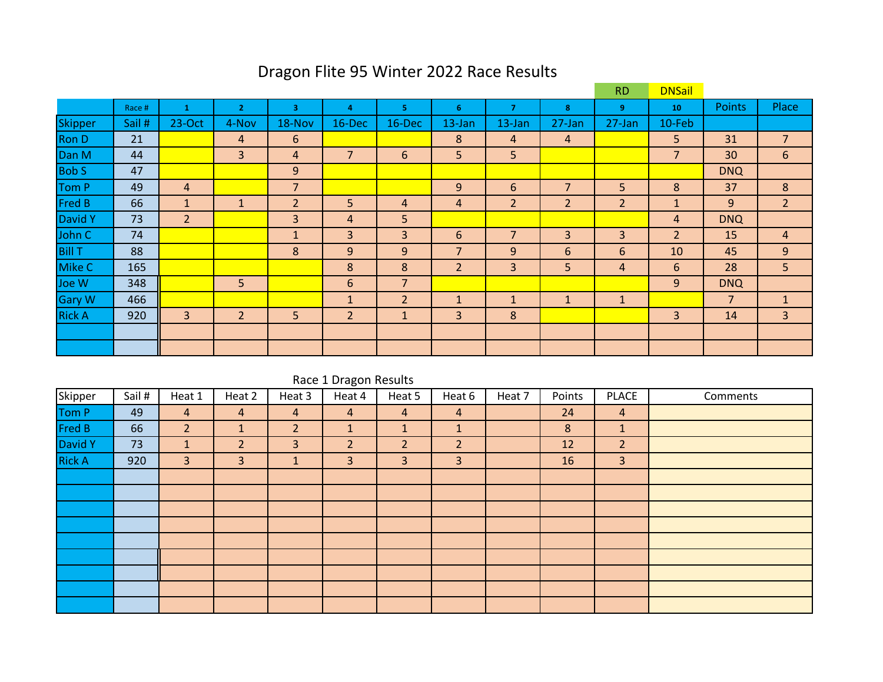# Dragon Flite 95 Winter 2022 Race Results

| | | | | | | | | | RD | DNSail | | |
|---|---|---|---|---|---|---|---|---|---|---|---|---|
| | Race # | 1 | 2 | 3 | 4 | 5 | 6 | 7 | 8 | 9 | 10 | Points | Place |
| Skipper | Sail # | 23-Oct | 4-Nov | 18-Nov | 16-Dec | 16-Dec | 13-Jan | 13-Jan | 27-Jan | 27-Jan | 10-Feb | | |
| Ron D | 21 | | 4 | 6 | | | 8 | 4 | 4 | | 5 | 31 | 7 |
| Dan M | 44 | | 3 | 4 | 7 | 6 | 5 | 5 | | | 7 | 30 | 6 |
| Bob S | 47 | | | 9 | | | | | | | | DNQ | |
| Tom P | 49 | 4 | | 7 | | | 9 | 6 | 7 | 5 | 8 | 37 | 8 |
| Fred B | 66 | 1 | 1 | 2 | 5 | 4 | 4 | 2 | 2 | 2 | 1 | 9 | 2 |
| David Y | 73 | 2 | | 3 | 4 | 5 | | | | | 4 | DNQ | |
| John C | 74 | | | 1 | 3 | 3 | 6 | 7 | 3 | 3 | 2 | 15 | 4 |
| Bill T | 88 | | | 8 | 9 | 9 | 7 | 9 | 6 | 6 | 10 | 45 | 9 |
| Mike C | 165 | | | | 8 | 8 | 2 | 3 | 5 | 4 | 6 | 28 | 5 |
| Joe W | 348 | | 5 | | 6 | 7 | | | | | 9 | DNQ | |
| Gary W | 466 | | | | 1 | 2 | 1 | 1 | 1 | 1 | | 7 | 1 |
| Rick A | 920 | 3 | 2 | 5 | 2 | 1 | 3 | 8 | | | 3 | 14 | 3 |
| | | | | | | | | | | | | | |
| | | | | | | | | | | | | | |

## Race 1 Dragon Results

| Skipper | Sail # | Heat 1 | Heat 2 | Heat 3 | Heat 4 | Heat 5 | Heat 6 | Heat 7 | Points | PLACE | Comments |
|---|---|---|---|---|---|---|---|---|---|---|---|
| Tom P | 49 | 4 | 4 | 4 | 4 | 4 | 4 | | 24 | 4 | |
| Fred B | 66 | 2 | 1 | 2 | 1 | 1 | 1 | | 8 | 1 | |
| David Y | 73 | 1 | 2 | 3 | 2 | 2 | 2 | | 12 | 2 | |
| Rick A | 920 | 3 | 3 | 1 | 3 | 3 | 3 | | 16 | 3 | |
| | | | | | | | | | | | |
| | | | | | | | | | | | |
| | | | | | | | | | | | |
| | | | | | | | | | | | |
| | | | | | | | | | | | |
| | | | | | | | | | | | |
| | | | | | | | | | | | |
| | | | | | | | | | | | |
| | | | | | | | | | | | |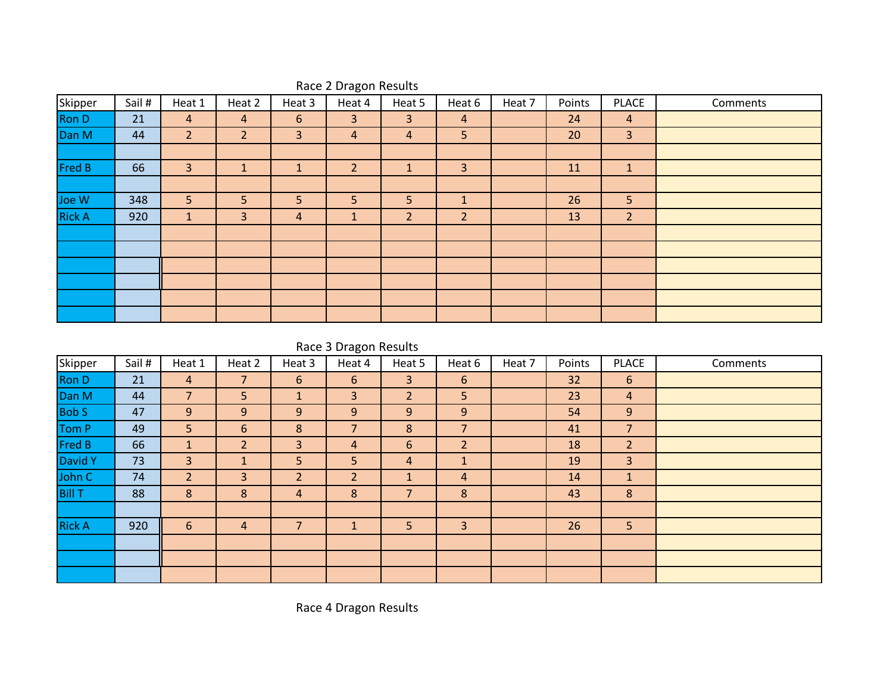## Race 2 Dragon Results

| Skipper | Sail # | Heat 1 | Heat 2 | Heat 3 | Heat 4 | Heat 5 | Heat 6 | Heat 7 | Points | PLACE | Comments |
|---|---|---|---|---|---|---|---|---|---|---|---|
| Ron D | 21 | 4 | 4 | 6 | 3 | 3 | 4 | | 24 | 4 | |
| Dan M | 44 | 2 | 2 | 3 | 4 | 4 | 5 | | 20 | 3 | |
| | | | | | | | | | | | |
| Fred B | 66 | 3 | 1 | 1 | 2 | 1 | 3 | | 11 | 1 | |
| | | | | | | | | | | | |
| Joe W | 348 | 5 | 5 | 5 | 5 | 5 | 1 | | 26 | 5 | |
| Rick A | 920 | 1 | 3 | 4 | 1 | 2 | 2 | | 13 | 2 | |
| | | | | | | | | | | | |
| | | | | | | | | | | | |
| | | | | | | | | | | | |
| | | | | | | | | | | | |
| | | | | | | | | | | | |
| | | | | | | | | | | | |

## Race 3 Dragon Results

| Skipper | Sail # | Heat 1 | Heat 2 | Heat 3 | Heat 4 | Heat 5 | Heat 6 | Heat 7 | Points | PLACE | Comments |
|---|---|---|---|---|---|---|---|---|---|---|---|
| Ron D | 21 | 4 | 7 | 6 | 6 | 3 | 6 | | 32 | 6 | |
| Dan M | 44 | 7 | 5 | 1 | 3 | 2 | 5 | | 23 | 4 | |
| Bob S | 47 | 9 | 9 | 9 | 9 | 9 | 9 | | 54 | 9 | |
| Tom P | 49 | 5 | 6 | 8 | 7 | 8 | 7 | | 41 | 7 | |
| Fred B | 66 | 1 | 2 | 3 | 4 | 6 | 2 | | 18 | 2 | |
| David Y | 73 | 3 | 1 | 5 | 5 | 4 | 1 | | 19 | 3 | |
| John C | 74 | 2 | 3 | 2 | 2 | 1 | 4 | | 14 | 1 | |
| Bill T | 88 | 8 | 8 | 4 | 8 | 7 | 8 | | 43 | 8 | |
| | | | | | | | | | | | |
| Rick A | 920 | 6 | 4 | 7 | 1 | 5 | 3 | | 26 | 5 | |
| | | | | | | | | | | | |
| | | | | | | | | | | | |
| | | | | | | | | | | | |

## Race 4 Dragon Results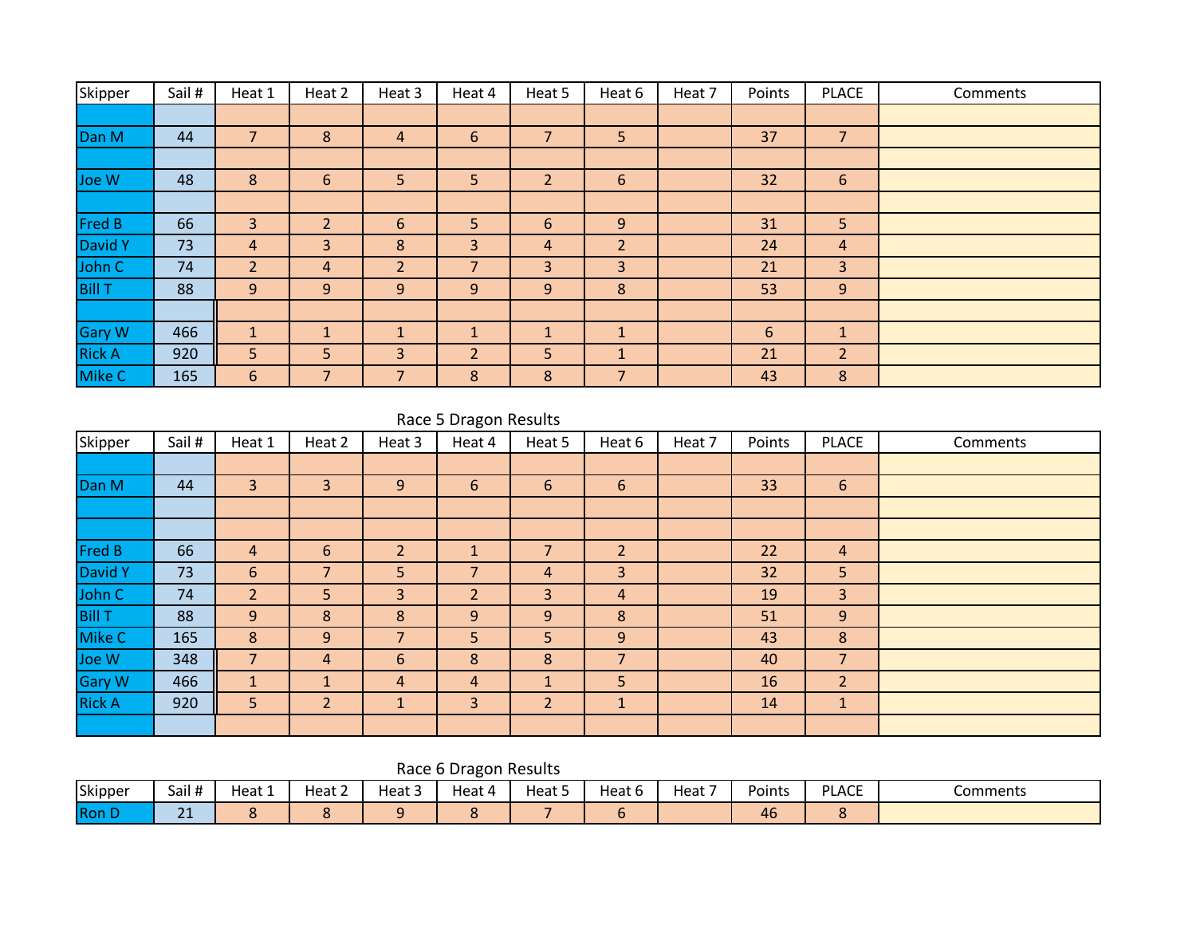| Skipper | Sail # | Heat 1 | Heat 2 | Heat 3 | Heat 4 | Heat 5 | Heat 6 | Heat 7 | Points | PLACE | Comments |
|---|---|---|---|---|---|---|---|---|---|---|---|
| | | | | | | | | | | | |
| Dan M | 44 | 7 | 8 | 4 | 6 | 7 | 5 | | 37 | 7 | |
| | | | | | | | | | | | |
| Joe W | 48 | 8 | 6 | 5 | 5 | 2 | 6 | | 32 | 6 | |
| | | | | | | | | | | | |
| Fred B | 66 | 3 | 2 | 6 | 5 | 6 | 9 | | 31 | 5 | |
| David Y | 73 | 4 | 3 | 8 | 3 | 4 | 2 | | 24 | 4 | |
| John C | 74 | 2 | 4 | 2 | 7 | 3 | 3 | | 21 | 3 | |
| Bill T | 88 | 9 | 9 | 9 | 9 | 9 | 8 | | 53 | 9 | |
| | | | | | | | | | | | |
| Gary W | 466 | 1 | 1 | 1 | 1 | 1 | 1 | | 6 | 1 | |
| Rick A | 920 | 5 | 5 | 3 | 2 | 5 | 1 | | 21 | 2 | |
| Mike C | 165 | 6 | 7 | 7 | 8 | 8 | 7 | | 43 | 8 | |

Race 5 Dragon Results

| Skipper | Sail # | Heat 1 | Heat 2 | Heat 3 | Heat 4 | Heat 5 | Heat 6 | Heat 7 | Points | PLACE | Comments |
|---|---|---|---|---|---|---|---|---|---|---|---|
| | | | | | | | | | | | |
| Dan M | 44 | 3 | 3 | 9 | 6 | 6 | 6 | | 33 | 6 | |
| | | | | | | | | | | | |
| | | | | | | | | | | | |
| Fred B | 66 | 4 | 6 | 2 | 1 | 7 | 2 | | 22 | 4 | |
| David Y | 73 | 6 | 7 | 5 | 7 | 4 | 3 | | 32 | 5 | |
| John C | 74 | 2 | 5 | 3 | 2 | 3 | 4 | | 19 | 3 | |
| Bill T | 88 | 9 | 8 | 8 | 9 | 9 | 8 | | 51 | 9 | |
| Mike C | 165 | 8 | 9 | 7 | 5 | 5 | 9 | | 43 | 8 | |
| Joe W | 348 | 7 | 4 | 6 | 8 | 8 | 7 | | 40 | 7 | |
| Gary W | 466 | 1 | 1 | 4 | 4 | 1 | 5 | | 16 | 2 | |
| Rick A | 920 | 5 | 2 | 1 | 3 | 2 | 1 | | 14 | 1 | |
| | | | | | | | | | | | |

Race 6 Dragon Results

| Skipper | Sail # | Heat 1 | Heat 2 | Heat 3 | Heat 4 | Heat 5 | Heat 6 | Heat 7 | Points | PLACE | Comments |
|---|---|---|---|---|---|---|---|---|---|---|---|
| Ron D | 21 | 8 | 8 | 9 | 8 | 7 | 6 | | 46 | 8 | |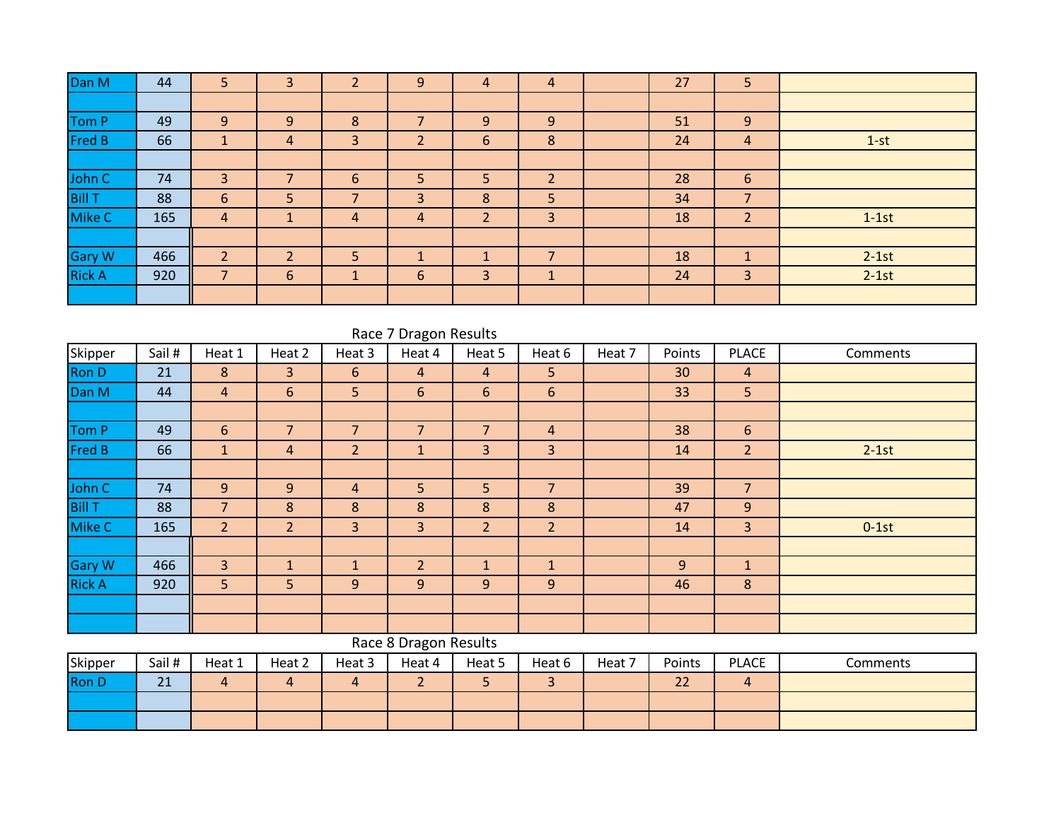| | | | | | | | | | | | |
|---|---|---|---|---|---|---|---|---|---|---|---|
| Dan M | 44 | 5 | 3 | 2 | 9 | 4 | 4 | | 27 | 5 | |
| | | | | | | | | | | | |
| Tom P | 49 | 9 | 9 | 8 | 7 | 9 | 9 | | 51 | 9 | |
| Fred B | 66 | 1 | 4 | 3 | 2 | 6 | 8 | | 24 | 4 | 1-st |
| | | | | | | | | | | | |
| John C | 74 | 3 | 7 | 6 | 5 | 5 | 2 | | 28 | 6 | |
| Bill T | 88 | 6 | 5 | 7 | 3 | 8 | 5 | | 34 | 7 | |
| Mike C | 165 | 4 | 1 | 4 | 4 | 2 | 3 | | 18 | 2 | 1-1st |
| | | | | | | | | | | | |
| Gary W | 466 | 2 | 2 | 5 | 1 | 1 | 7 | | 18 | 1 | 2-1st |
| Rick A | 920 | 7 | 6 | 1 | 6 | 3 | 1 | | 24 | 3 | 2-1st |
| | | | | | | | | | | | |

Race 7 Dragon Results

| Skipper | Sail # | Heat 1 | Heat 2 | Heat 3 | Heat 4 | Heat 5 | Heat 6 | Heat 7 | Points | PLACE | Comments |
|---|---|---|---|---|---|---|---|---|---|---|---|
| Ron D | 21 | 8 | 3 | 6 | 4 | 4 | 5 | | 30 | 4 | |
| Dan M | 44 | 4 | 6 | 5 | 6 | 6 | 6 | | 33 | 5 | |
| | | | | | | | | | | | |
| Tom P | 49 | 6 | 7 | 7 | 7 | 7 | 4 | | 38 | 6 | |
| Fred B | 66 | 1 | 4 | 2 | 1 | 3 | 3 | | 14 | 2 | 2-1st |
| | | | | | | | | | | | |
| John C | 74 | 9 | 9 | 4 | 5 | 5 | 7 | | 39 | 7 | |
| Bill T | 88 | 7 | 8 | 8 | 8 | 8 | 8 | | 47 | 9 | |
| Mike C | 165 | 2 | 2 | 3 | 3 | 2 | 2 | | 14 | 3 | 0-1st |
| | | | | | | | | | | | |
| Gary W | 466 | 3 | 1 | 1 | 2 | 1 | 1 | | 9 | 1 | |
| Rick A | 920 | 5 | 5 | 9 | 9 | 9 | 9 | | 46 | 8 | |
| | | | | | | | | | | | |
| | | | | | | | | | | | |

Race 8 Dragon Results

| Skipper | Sail # | Heat 1 | Heat 2 | Heat 3 | Heat 4 | Heat 5 | Heat 6 | Heat 7 | Points | PLACE | Comments |
|---|---|---|---|---|---|---|---|---|---|---|---|
| Ron D | 21 | 4 | 4 | 4 | 2 | 5 | 3 | | 22 | 4 | |
| | | | | | | | | | | | |
| | | | | | | | | | | | |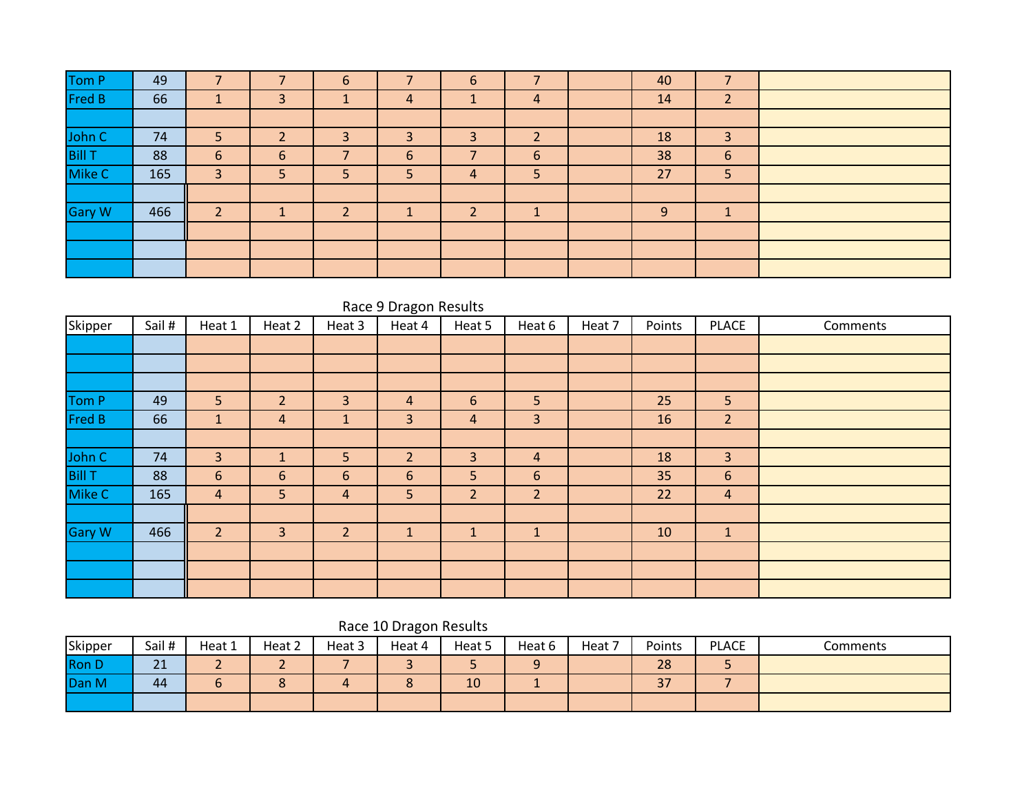| | | | | | | | | | | | |
|---|---|---|---|---|---|---|---|---|---|---|---|
| Tom P | 49 | 7 | 7 | 6 | 7 | 6 | 7 | | 40 | 7 | |
| Fred B | 66 | 1 | 3 | 1 | 4 | 1 | 4 | | 14 | 2 | |
| | | | | | | | | | | | |
| John C | 74 | 5 | 2 | 3 | 3 | 3 | 2 | | 18 | 3 | |
| Bill T | 88 | 6 | 6 | 7 | 6 | 7 | 6 | | 38 | 6 | |
| Mike C | 165 | 3 | 5 | 5 | 5 | 4 | 5 | | 27 | 5 | |
| | | | | | | | | | | | |
| Gary W | 466 | 2 | 1 | 2 | 1 | 2 | 1 | | 9 | 1 | |
| | | | | | | | | | | | |
| | | | | | | | | | | | |
| | | | | | | | | | | | |

Race 9 Dragon Results

| Skipper | Sail # | Heat 1 | Heat 2 | Heat 3 | Heat 4 | Heat 5 | Heat 6 | Heat 7 | Points | PLACE | Comments |
|---|---|---|---|---|---|---|---|---|---|---|---|
| | | | | | | | | | | | |
| | | | | | | | | | | | |
| | | | | | | | | | | | |
| Tom P | 49 | 5 | 2 | 3 | 4 | 6 | 5 | | 25 | 5 | |
| Fred B | 66 | 1 | 4 | 1 | 3 | 4 | 3 | | 16 | 2 | |
| | | | | | | | | | | | |
| John C | 74 | 3 | 1 | 5 | 2 | 3 | 4 | | 18 | 3 | |
| Bill T | 88 | 6 | 6 | 6 | 6 | 5 | 6 | | 35 | 6 | |
| Mike C | 165 | 4 | 5 | 4 | 5 | 2 | 2 | | 22 | 4 | |
| | | | | | | | | | | | |
| Gary W | 466 | 2 | 3 | 2 | 1 | 1 | 1 | | 10 | 1 | |
| | | | | | | | | | | | |
| | | | | | | | | | | | |
| | | | | | | | | | | | |

Race 10 Dragon Results

| Skipper | Sail # | Heat 1 | Heat 2 | Heat 3 | Heat 4 | Heat 5 | Heat 6 | Heat 7 | Points | PLACE | Comments |
|---|---|---|---|---|---|---|---|---|---|---|---|
| Ron D | 21 | 2 | 2 | 7 | 3 | 5 | 9 | | 28 | 5 | |
| Dan M | 44 | 6 | 8 | 4 | 8 | 10 | 1 | | 37 | 7 | |
| | | | | | | | | | | | |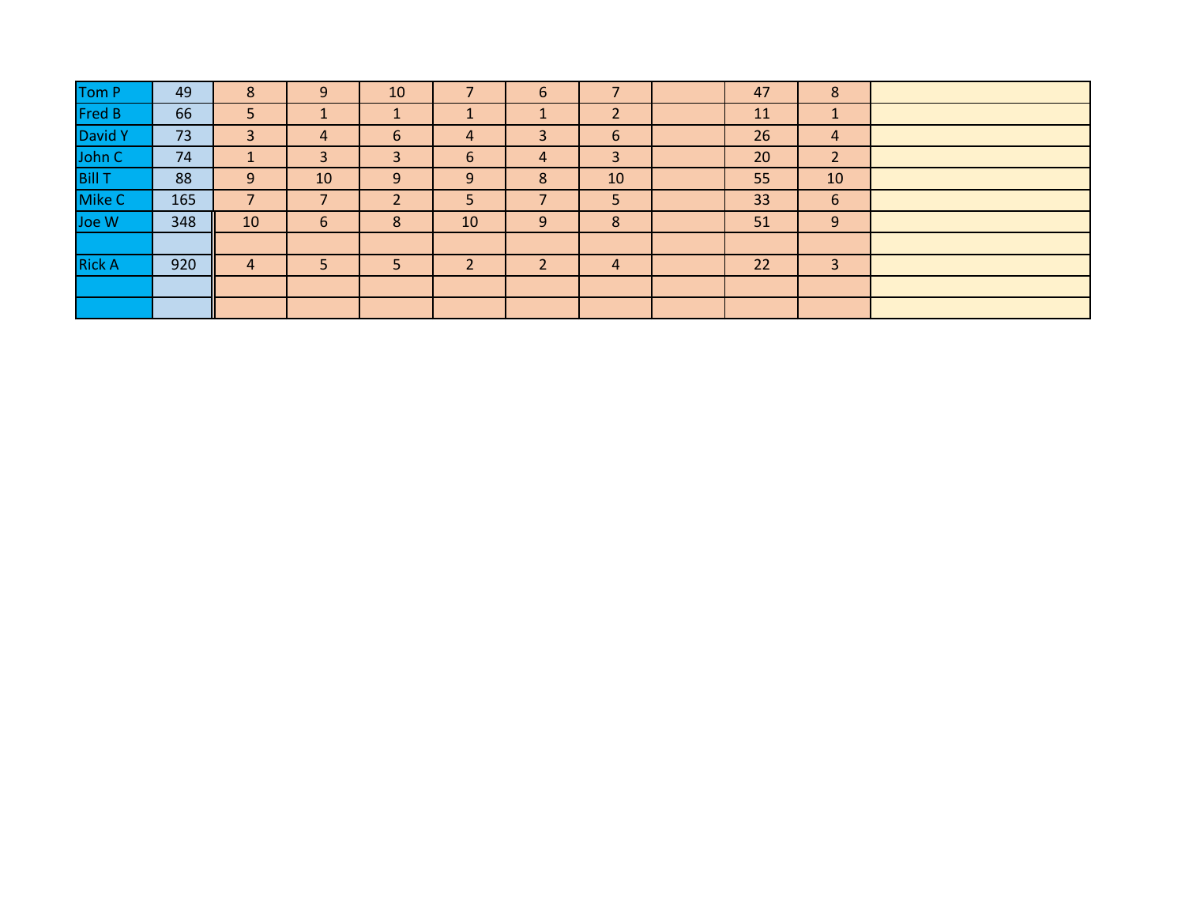| | | | | | | | | | | | |
|---|---|---|---|---|---|---|---|---|---|---|---|
| Tom P | 49 | 8 | 9 | 10 | 7 | 6 | 7 | | 47 | 8 | |
| Fred B | 66 | 5 | 1 | 1 | 1 | 1 | 2 | | 11 | 1 | |
| David Y | 73 | 3 | 4 | 6 | 4 | 3 | 6 | | 26 | 4 | |
| John C | 74 | 1 | 3 | 3 | 6 | 4 | 3 | | 20 | 2 | |
| Bill T | 88 | 9 | 10 | 9 | 9 | 8 | 10 | | 55 | 10 | |
| Mike C | 165 | 7 | 7 | 2 | 5 | 7 | 5 | | 33 | 6 | |
| Joe W | 348 | 10 | 6 | 8 | 10 | 9 | 8 | | 51 | 9 | |
| | | | | | | | | | | | |
| Rick A | 920 | 4 | 5 | 5 | 2 | 2 | 4 | | 22 | 3 | |
| | | | | | | | | | | | |
| | | | | | | | | | | | |